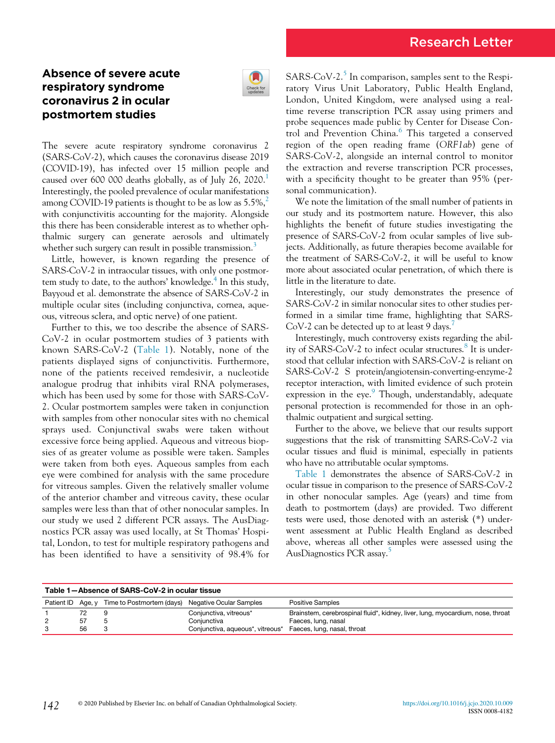Research Letter

# Absence of severe acute respiratory syndrome coronavirus 2 in ocular postmortem studies

The severe acute respiratory syndrome coronavirus 2 (SARS-CoV-2), which causes the coronavirus disease 2019 (COVID-19), has infected over 15 million people and caused over 600 000 deaths globally, as of July 26, 2020.[1] Interestingly, the pooled prevalence of ocular manifestations among COVID-19 patients is thought to be as low as 5.5%,[2] with conjunctivitis accounting for the majority. Alongside this there has been considerable interest as to whether ophthalmic surgery can generate aerosols and ultimately whether such surgery can result in possible transmission.[3]

Little, however, is known regarding the presence of SARS-CoV-2 in intraocular tissues, with only one postmortem study to date, to the authors' knowledge.[4] In this study, Bayyoud et al. demonstrate the absence of SARS-CoV-2 in multiple ocular sites (including conjunctiva, cornea, aqueous, vitreous sclera, and optic nerve) of one patient.

Further to this, we too describe the absence of SARS-CoV-2 in ocular postmortem studies of 3 patients with known SARS-CoV-2 (Table 1). Notably, none of the patients displayed signs of conjunctivitis. Furthermore, none of the patients received remdesivir, a nucleotide analogue prodrug that inhibits viral RNA polymerases, which has been used by some for those with SARS-CoV-2. Ocular postmortem samples were taken in conjunction with samples from other nonocular sites with no chemical sprays used. Conjunctival swabs were taken without excessive force being applied. Aqueous and vitreous biopsies of as greater volume as possible were taken. Samples were taken from both eyes. Aqueous samples from each eye were combined for analysis with the same procedure for vitreous samples. Given the relatively smaller volume of the anterior chamber and vitreous cavity, these ocular samples were less than that of other nonocular samples. In our study we used 2 different PCR assays. The AusDiagnostics PCR assay was used locally, at St Thomas' Hospital, London, to test for multiple respiratory pathogens and has been identified to have a sensitivity of 98.4% for SARS-CoV-2.[5] In comparison, samples sent to the Respiratory Virus Unit Laboratory, Public Health England, London, United Kingdom, were analysed using a real-time reverse transcription PCR assay using primers and probe sequences made public by Center for Disease Control and Prevention China.[6] This targeted a conserved region of the open reading frame (*ORF1ab*) gene of SARS-CoV-2, alongside an internal control to monitor the extraction and reverse transcription PCR processes, with a specificity thought to be greater than 95% (personal communication).

We note the limitation of the small number of patients in our study and its postmortem nature. However, this also highlights the benefit of future studies investigating the presence of SARS-CoV-2 from ocular samples of live subjects. Additionally, as future therapies become available for the treatment of SARS-CoV-2, it will be useful to know more about associated ocular penetration, of which there is little in the literature to date.

Interestingly, our study demonstrates the presence of SARS-CoV-2 in similar nonocular sites to other studies performed in a similar time frame, highlighting that SARS-CoV-2 can be detected up to at least 9 days.[7]

Interestingly, much controversy exists regarding the ability of SARS-CoV-2 to infect ocular structures.[8] It is understood that cellular infection with SARS-CoV-2 is reliant on SARS-CoV-2 S protein/angiotensin-converting-enzyme-2 receptor interaction, with limited evidence of such protein expression in the eye.[9] Though, understandably, adequate personal protection is recommended for those in an ophthalmic outpatient and surgical setting.

Further to the above, we believe that our results support suggestions that the risk of transmitting SARS-CoV-2 via ocular tissues and fluid is minimal, especially in patients who have no attributable ocular symptoms.

Table 1 demonstrates the absence of SARS-CoV-2 in ocular tissue in comparison to the presence of SARS-CoV-2 in other nonocular samples. Age (years) and time from death to postmortem (days) are provided. Two different tests were used, those denoted with an asterisk (*) underwent assessment at Public Health England as described above, whereas all other samples were assessed using the AusDiagnostics PCR assay.[5]

**Table 1—Absence of SARS-CoV-2 in ocular tissue**

| Patient ID | Age, y | Time to Postmortem (days) | Negative Ocular Samples | Positive Samples |
|---|---|---|---|---|
| 1 | 72 | 9 | Conjunctiva, vitreous* | Brainstem, cerebrospinal fluid*, kidney, liver, lung, myocardium, nose, throat |
| 2 | 57 | 5 | Conjunctiva | Faeces, lung, nasal |
| 3 | 56 | 3 | Conjunctiva, aqueous*, vitreous* | Faeces, lung, nasal, throat |

© 2020 Published by Elsevier Inc. on behalf of Canadian Ophthalmological Society.

https://doi.org/10.1016/j.jcjo.2020.10.009
ISSN 0008-4182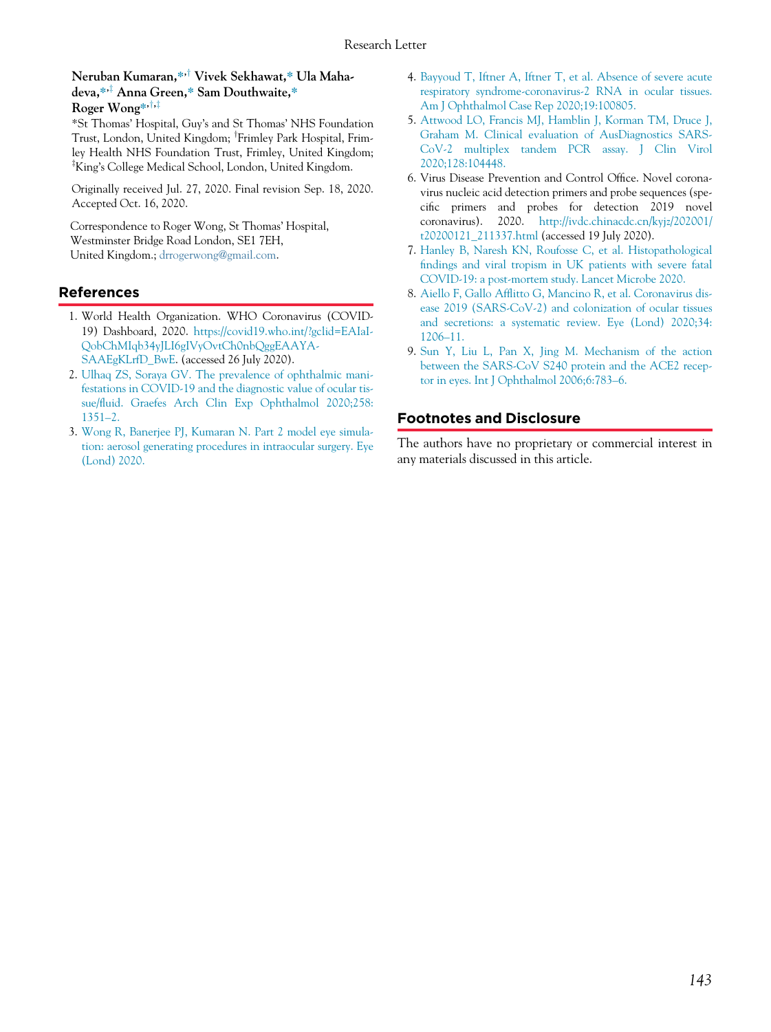**Neruban Kumaran,**[*,†] **Vivek Sekhawat,**[*] **Ula Mahadeva,**[*,‡] **Anna Green,**[*] **Sam Douthwaite,**[*]
**Roger Wong**[*,†,‡]

*St Thomas' Hospital, Guy's and St Thomas' NHS Foundation Trust, London, United Kingdom; †Frimley Park Hospital, Frimley Health NHS Foundation Trust, Frimley, United Kingdom; ‡King's College Medical School, London, United Kingdom.

Originally received Jul. 27, 2020. Final revision Sep. 18, 2020. Accepted Oct. 16, 2020.

Correspondence to Roger Wong, St Thomas' Hospital, Westminster Bridge Road London, SE1 7EH, United Kingdom.; drrogerwong@gmail.com.

## References

1. World Health Organization. WHO Coronavirus (COVID-19) Dashboard, 2020. https://covid19.who.int/?gclid=EAIaIQobChMIqb34yJLI6gIVyOvtCh0nbQggEAAYASAAEgKLrfD_BwE. (accessed 26 July 2020).
2. Ulhaq ZS, Soraya GV. The prevalence of ophthalmic manifestations in COVID-19 and the diagnostic value of ocular tissue/fluid. Graefes Arch Clin Exp Ophthalmol 2020;258:1351–2.
3. Wong R, Banerjee PJ, Kumaran N. Part 2 model eye simulation: aerosol generating procedures in intraocular surgery. Eye (Lond) 2020.
4. Bayyoud T, Iftner A, Iftner T, et al. Absence of severe acute respiratory syndrome-coronavirus-2 RNA in ocular tissues. Am J Ophthalmol Case Rep 2020;19:100805.
5. Attwood LO, Francis MJ, Hamblin J, Korman TM, Druce J, Graham M. Clinical evaluation of AusDiagnostics SARS-CoV-2 multiplex tandem PCR assay. J Clin Virol 2020;128:104448.
6. Virus Disease Prevention and Control Office. Novel coronavirus nucleic acid detection primers and probe sequences (specific primers and probes for detection 2019 novel coronavirus). 2020. http://ivdc.chinacdc.cn/kyjz/202001/t20200121_211337.html (accessed 19 July 2020).
7. Hanley B, Naresh KN, Roufosse C, et al. Histopathological findings and viral tropism in UK patients with severe fatal COVID-19: a post-mortem study. Lancet Microbe 2020.
8. Aiello F, Gallo Afflitto G, Mancino R, et al. Coronavirus disease 2019 (SARS-CoV-2) and colonization of ocular tissues and secretions: a systematic review. Eye (Lond) 2020;34:1206–11.
9. Sun Y, Liu L, Pan X, Jing M. Mechanism of the action between the SARS-CoV S240 protein and the ACE2 receptor in eyes. Int J Ophthalmol 2006;6:783–6.

## Footnotes and Disclosure

The authors have no proprietary or commercial interest in any materials discussed in this article.